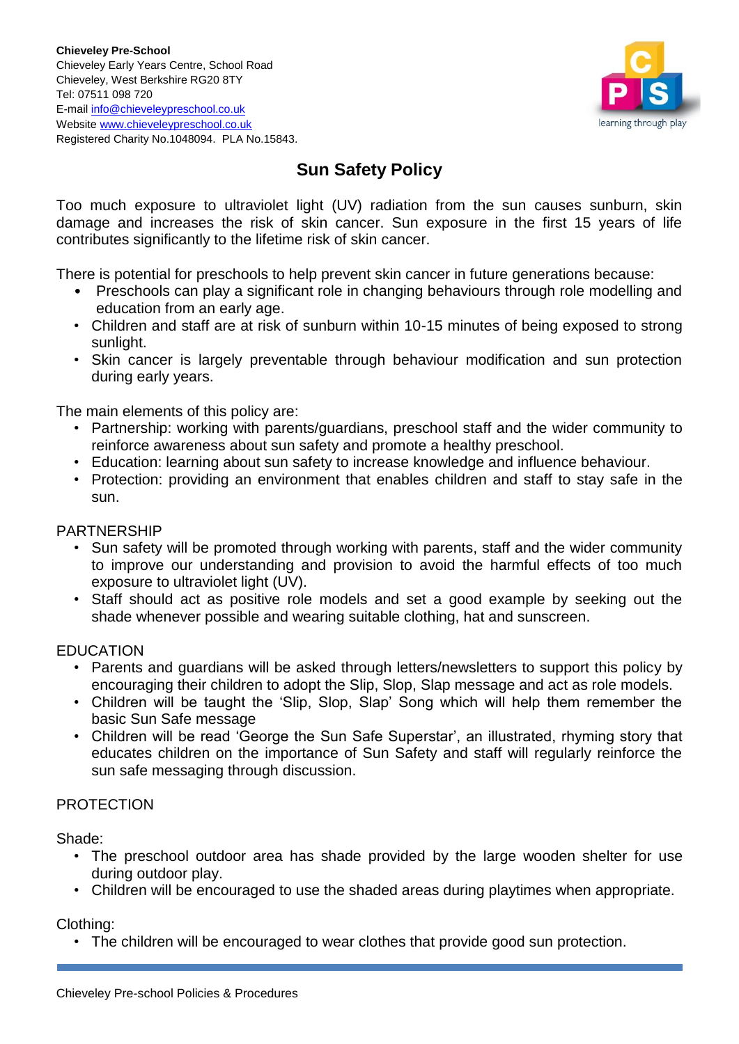**Chieveley Pre-School**
Chieveley Early Years Centre, School Road
Chieveley, West Berkshire RG20 8TY
Tel: 07511 098 720
E-mail info@chieveleypreschool.co.uk
Website www.chieveleypreschool.co.uk
Registered Charity No.1048094. PLA No.15843.

# Sun Safety Policy

Too much exposure to ultraviolet light (UV) radiation from the sun causes sunburn, skin damage and increases the risk of skin cancer. Sun exposure in the first 15 years of life contributes significantly to the lifetime risk of skin cancer.

There is potential for preschools to help prevent skin cancer in future generations because:

- Preschools can play a significant role in changing behaviours through role modelling and education from an early age.
- Children and staff are at risk of sunburn within 10-15 minutes of being exposed to strong sunlight.
- Skin cancer is largely preventable through behaviour modification and sun protection during early years.

The main elements of this policy are:

- Partnership: working with parents/guardians, preschool staff and the wider community to reinforce awareness about sun safety and promote a healthy preschool.
- Education: learning about sun safety to increase knowledge and influence behaviour.
- Protection: providing an environment that enables children and staff to stay safe in the sun.

## PARTNERSHIP

- Sun safety will be promoted through working with parents, staff and the wider community to improve our understanding and provision to avoid the harmful effects of too much exposure to ultraviolet light (UV).
- Staff should act as positive role models and set a good example by seeking out the shade whenever possible and wearing suitable clothing, hat and sunscreen.

## EDUCATION

- Parents and guardians will be asked through letters/newsletters to support this policy by encouraging their children to adopt the Slip, Slop, Slap message and act as role models.
- Children will be taught the 'Slip, Slop, Slap' Song which will help them remember the basic Sun Safe message
- Children will be read 'George the Sun Safe Superstar', an illustrated, rhyming story that educates children on the importance of Sun Safety and staff will regularly reinforce the sun safe messaging through discussion.

## PROTECTION

Shade:

- The preschool outdoor area has shade provided by the large wooden shelter for use during outdoor play.
- Children will be encouraged to use the shaded areas during playtimes when appropriate.

Clothing:

- The children will be encouraged to wear clothes that provide good sun protection.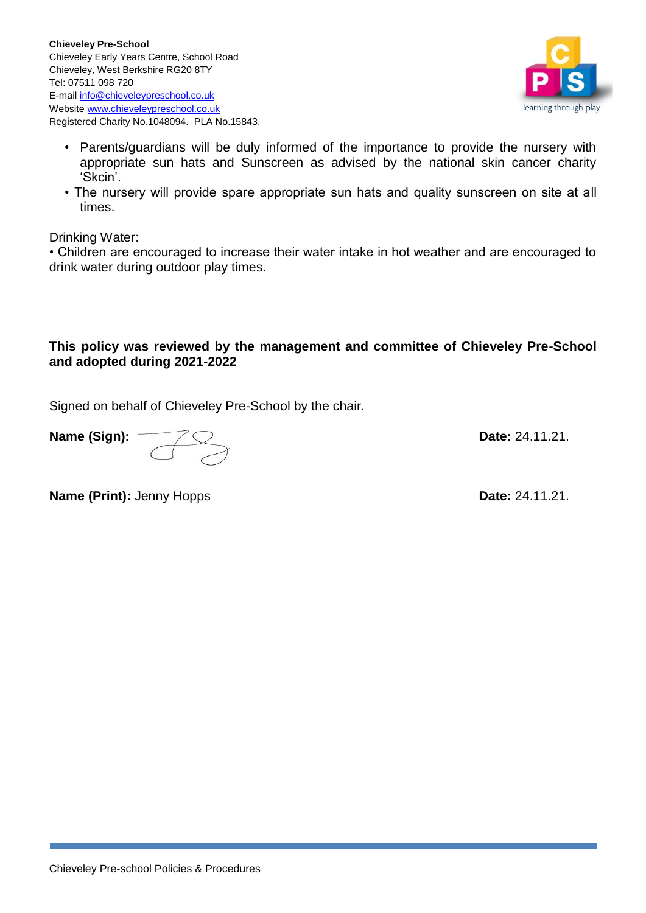- Parents/guardians will be duly informed of the importance to provide the nursery with appropriate sun hats and Sunscreen as advised by the national skin cancer charity 'Skcin'.
- The nursery will provide spare appropriate sun hats and quality sunscreen on site at all times.

Drinking Water:

• Children are encouraged to increase their water intake in hot weather and are encouraged to drink water during outdoor play times.

**This policy was reviewed by the management and committee of Chieveley Pre-School and adopted during 2021-2022**

Signed on behalf of Chieveley Pre-School by the chair.

**Name (Sign):** **Date:** 24.11.21.

**Name (Print):** Jenny Hopps **Date:** 24.11.21.